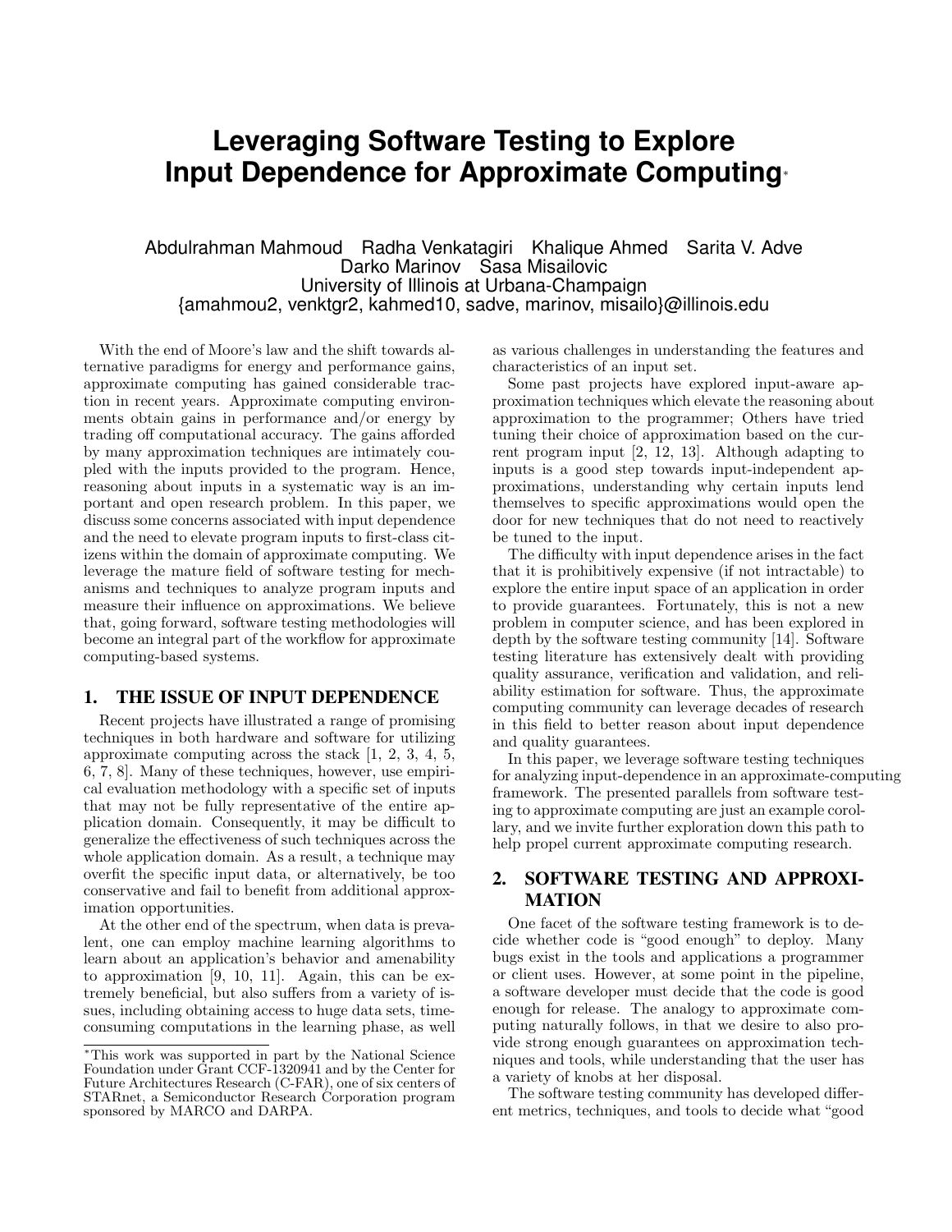# Leveraging Software Testing to Explore Input Dependence for Approximate Computing*

Abdulrahman Mahmoud Radha Venkatagiri Khalique Ahmed Sarita V. Adve
Darko Marinov Sasa Misailovic
University of Illinois at Urbana-Champaign
{amahmou2, venktgr2, kahmed10, sadve, marinov, misailo}@illinois.edu

With the end of Moore's law and the shift towards alternative paradigms for energy and performance gains, approximate computing has gained considerable traction in recent years. Approximate computing environments obtain gains in performance and/or energy by trading off computational accuracy. The gains afforded by many approximation techniques are intimately coupled with the inputs provided to the program. Hence, reasoning about inputs in a systematic way is an important and open research problem. In this paper, we discuss some concerns associated with input dependence and the need to elevate program inputs to first-class citizens within the domain of approximate computing. We leverage the mature field of software testing for mechanisms and techniques to analyze program inputs and measure their influence on approximations. We believe that, going forward, software testing methodologies will become an integral part of the workflow for approximate computing-based systems.

## 1. THE ISSUE OF INPUT DEPENDENCE

Recent projects have illustrated a range of promising techniques in both hardware and software for utilizing approximate computing across the stack [1, 2, 3, 4, 5, 6, 7, 8]. Many of these techniques, however, use empirical evaluation methodology with a specific set of inputs that may not be fully representative of the entire application domain. Consequently, it may be difficult to generalize the effectiveness of such techniques across the whole application domain. As a result, a technique may overfit the specific input data, or alternatively, be too conservative and fail to benefit from additional approximation opportunities.

At the other end of the spectrum, when data is prevalent, one can employ machine learning algorithms to learn about an application's behavior and amenability to approximation [9, 10, 11]. Again, this can be extremely beneficial, but also suffers from a variety of issues, including obtaining access to huge data sets, time-consuming computations in the learning phase, as well as various challenges in understanding the features and characteristics of an input set.

Some past projects have explored input-aware approximation techniques which elevate the reasoning about approximation to the programmer; Others have tried tuning their choice of approximation based on the current program input [2, 12, 13]. Although adapting to inputs is a good step towards input-independent approximations, understanding why certain inputs lend themselves to specific approximations would open the door for new techniques that do not need to reactively be tuned to the input.

The difficulty with input dependence arises in the fact that it is prohibitively expensive (if not intractable) to explore the entire input space of an application in order to provide guarantees. Fortunately, this is not a new problem in computer science, and has been explored in depth by the software testing community [14]. Software testing literature has extensively dealt with providing quality assurance, verification and validation, and reliability estimation for software. Thus, the approximate computing community can leverage decades of research in this field to better reason about input dependence and quality guarantees.

In this paper, we leverage software testing techniques for analyzing input-dependence in an approximate-computing framework. The presented parallels from software testing to approximate computing are just an example corollary, and we invite further exploration down this path to help propel current approximate computing research.

## 2. SOFTWARE TESTING AND APPROXIMATION

One facet of the software testing framework is to decide whether code is "good enough" to deploy. Many bugs exist in the tools and applications a programmer or client uses. However, at some point in the pipeline, a software developer must decide that the code is good enough for release. The analogy to approximate computing naturally follows, in that we desire to also provide strong enough guarantees on approximation techniques and tools, while understanding that the user has a variety of knobs at her disposal.

The software testing community has developed different metrics, techniques, and tools to decide what "good

*This work was supported in part by the National Science Foundation under Grant CCF-1320941 and by the Center for Future Architectures Research (C-FAR), one of six centers of STARnet, a Semiconductor Research Corporation program sponsored by MARCO and DARPA.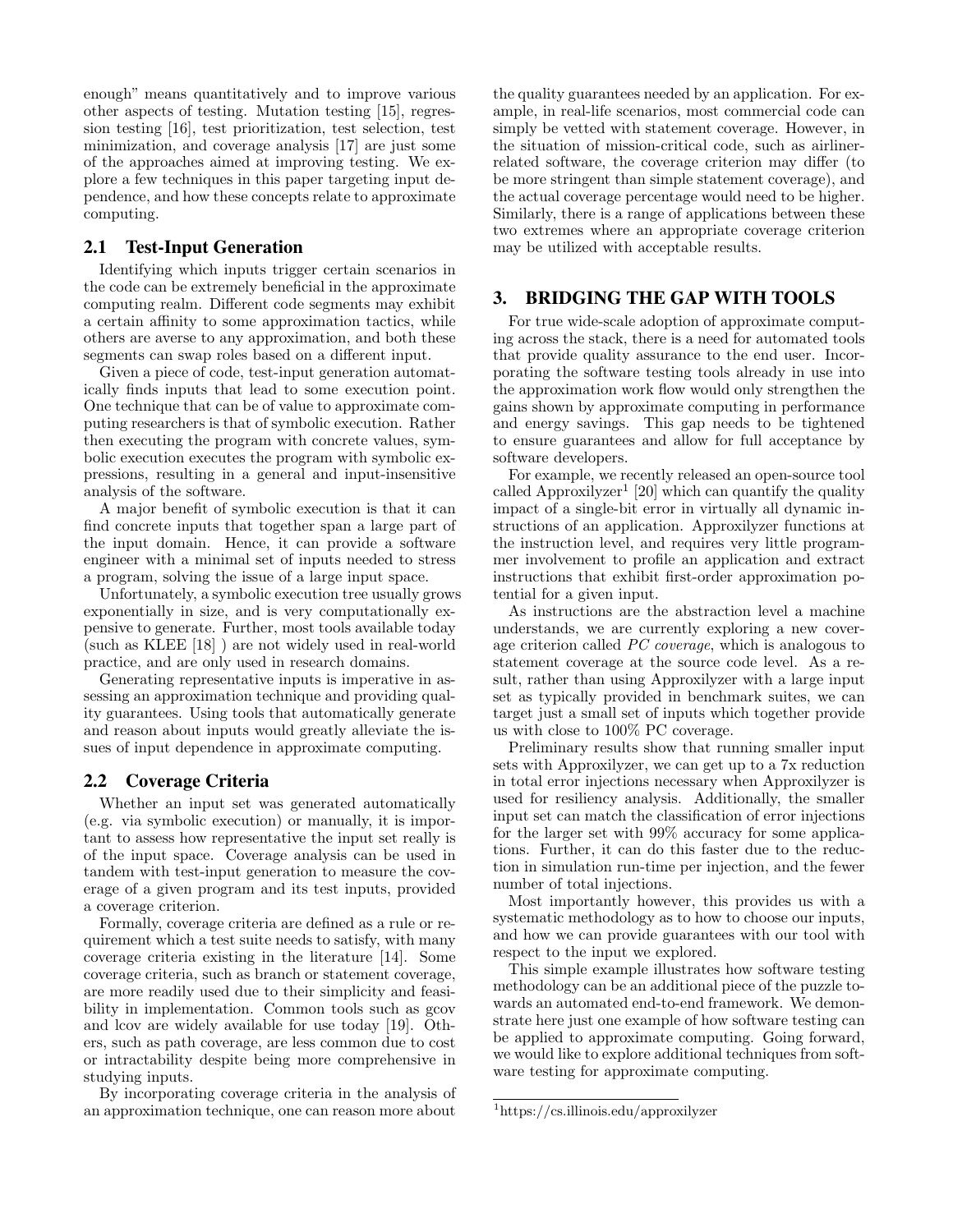enough" means quantitatively and to improve various other aspects of testing. Mutation testing [15], regression testing [16], test prioritization, test selection, test minimization, and coverage analysis [17] are just some of the approaches aimed at improving testing. We explore a few techniques in this paper targeting input dependence, and how these concepts relate to approximate computing.

## 2.1 Test-Input Generation

Identifying which inputs trigger certain scenarios in the code can be extremely beneficial in the approximate computing realm. Different code segments may exhibit a certain affinity to some approximation tactics, while others are averse to any approximation, and both these segments can swap roles based on a different input.

Given a piece of code, test-input generation automatically finds inputs that lead to some execution point. One technique that can be of value to approximate computing researchers is that of symbolic execution. Rather then executing the program with concrete values, symbolic execution executes the program with symbolic expressions, resulting in a general and input-insensitive analysis of the software.

A major benefit of symbolic execution is that it can find concrete inputs that together span a large part of the input domain. Hence, it can provide a software engineer with a minimal set of inputs needed to stress a program, solving the issue of a large input space.

Unfortunately, a symbolic execution tree usually grows exponentially in size, and is very computationally expensive to generate. Further, most tools available today (such as KLEE [18] ) are not widely used in real-world practice, and are only used in research domains.

Generating representative inputs is imperative in assessing an approximation technique and providing quality guarantees. Using tools that automatically generate and reason about inputs would greatly alleviate the issues of input dependence in approximate computing.

## 2.2 Coverage Criteria

Whether an input set was generated automatically (e.g. via symbolic execution) or manually, it is important to assess how representative the input set really is of the input space. Coverage analysis can be used in tandem with test-input generation to measure the coverage of a given program and its test inputs, provided a coverage criterion.

Formally, coverage criteria are defined as a rule or requirement which a test suite needs to satisfy, with many coverage criteria existing in the literature [14]. Some coverage criteria, such as branch or statement coverage, are more readily used due to their simplicity and feasibility in implementation. Common tools such as gcov and lcov are widely available for use today [19]. Others, such as path coverage, are less common due to cost or intractability despite being more comprehensive in studying inputs.

By incorporating coverage criteria in the analysis of an approximation technique, one can reason more about the quality guarantees needed by an application. For example, in real-life scenarios, most commercial code can simply be vetted with statement coverage. However, in the situation of mission-critical code, such as airliner-related software, the coverage criterion may differ (to be more stringent than simple statement coverage), and the actual coverage percentage would need to be higher. Similarly, there is a range of applications between these two extremes where an appropriate coverage criterion may be utilized with acceptable results.

# 3. BRIDGING THE GAP WITH TOOLS

For true wide-scale adoption of approximate computing across the stack, there is a need for automated tools that provide quality assurance to the end user. Incorporating the software testing tools already in use into the approximation work flow would only strengthen the gains shown by approximate computing in performance and energy savings. This gap needs to be tightened to ensure guarantees and allow for full acceptance by software developers.

For example, we recently released an open-source tool called Approxilyzer[1] [20] which can quantify the quality impact of a single-bit error in virtually all dynamic instructions of an application. Approxilyzer functions at the instruction level, and requires very little programmer involvement to profile an application and extract instructions that exhibit first-order approximation potential for a given input.

As instructions are the abstraction level a machine understands, we are currently exploring a new coverage criterion called *PC coverage*, which is analogous to statement coverage at the source code level. As a result, rather than using Approxilyzer with a large input set as typically provided in benchmark suites, we can target just a small set of inputs which together provide us with close to 100% PC coverage.

Preliminary results show that running smaller input sets with Approxilyzer, we can get up to a 7x reduction in total error injections necessary when Approxilyzer is used for resiliency analysis. Additionally, the smaller input set can match the classification of error injections for the larger set with 99% accuracy for some applications. Further, it can do this faster due to the reduction in simulation run-time per injection, and the fewer number of total injections.

Most importantly however, this provides us with a systematic methodology as to how to choose our inputs, and how we can provide guarantees with our tool with respect to the input we explored.

This simple example illustrates how software testing methodology can be an additional piece of the puzzle towards an automated end-to-end framework. We demonstrate here just one example of how software testing can be applied to approximate computing. Going forward, we would like to explore additional techniques from software testing for approximate computing.

[1] https://cs.illinois.edu/approxilyzer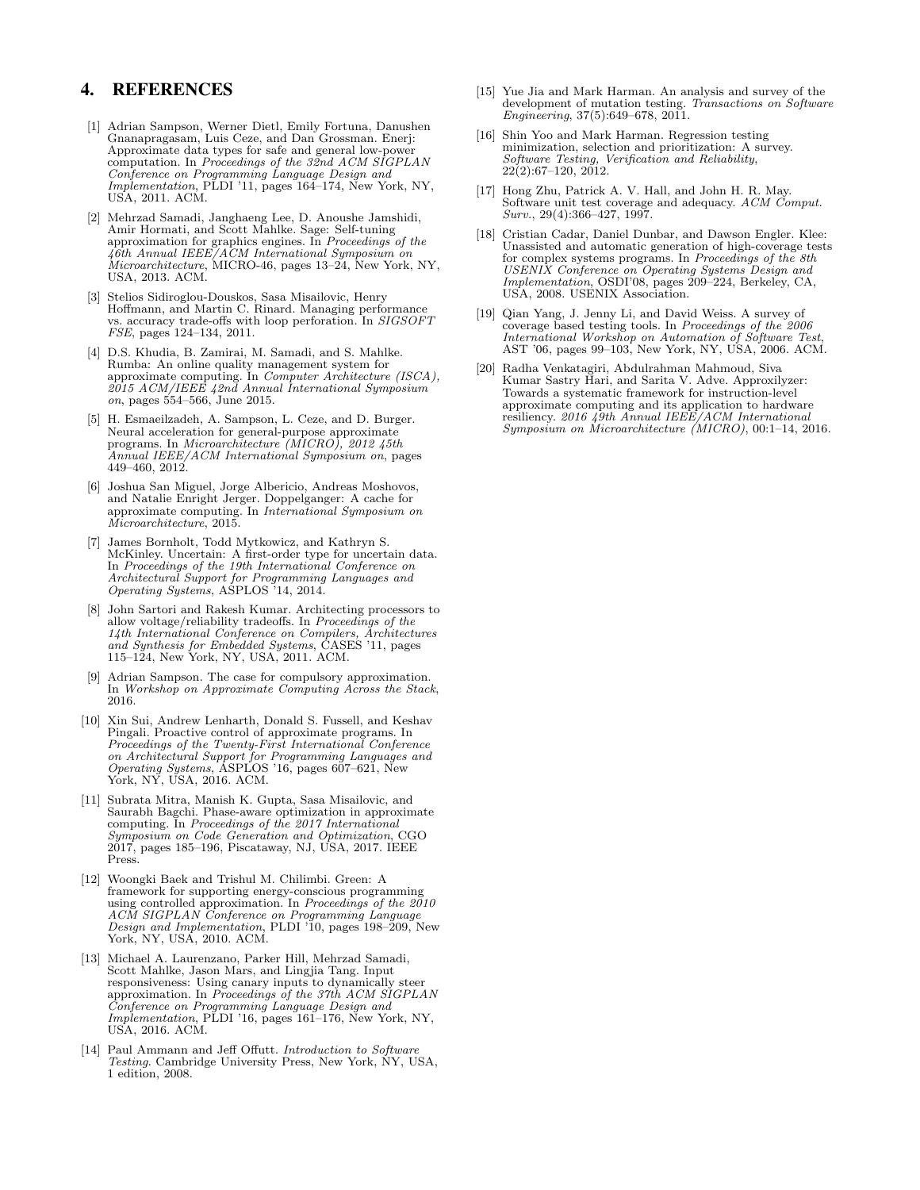## 4. REFERENCES

[1] Adrian Sampson, Werner Dietl, Emily Fortuna, Danushen Gnanapragasam, Luis Ceze, and Dan Grossman. Enerj: Approximate data types for safe and general low-power computation. In *Proceedings of the 32nd ACM SIGPLAN Conference on Programming Language Design and Implementation*, PLDI '11, pages 164–174, New York, NY, USA, 2011. ACM.

[2] Mehrzad Samadi, Janghaeng Lee, D. Anoushe Jamshidi, Amir Hormati, and Scott Mahlke. Sage: Self-tuning approximation for graphics engines. In *Proceedings of the 46th Annual IEEE/ACM International Symposium on Microarchitecture*, MICRO-46, pages 13–24, New York, NY, USA, 2013. ACM.

[3] Stelios Sidiroglou-Douskos, Sasa Misailovic, Henry Hoffmann, and Martin C. Rinard. Managing performance vs. accuracy trade-offs with loop perforation. In *SIGSOFT FSE*, pages 124–134, 2011.

[4] D.S. Khudia, B. Zamirai, M. Samadi, and S. Mahlke. Rumba: An online quality management system for approximate computing. In *Computer Architecture (ISCA), 2015 ACM/IEEE 42nd Annual International Symposium on*, pages 554–566, June 2015.

[5] H. Esmaeilzadeh, A. Sampson, L. Ceze, and D. Burger. Neural acceleration for general-purpose approximate programs. In *Microarchitecture (MICRO), 2012 45th Annual IEEE/ACM International Symposium on*, pages 449–460, 2012.

[6] Joshua San Miguel, Jorge Albericio, Andreas Moshovos, and Natalie Enright Jerger. Doppelganger: A cache for approximate computing. In *International Symposium on Microarchitecture*, 2015.

[7] James Bornholt, Todd Mytkowicz, and Kathryn S. McKinley. Uncertain: A first-order type for uncertain data. In *Proceedings of the 19th International Conference on Architectural Support for Programming Languages and Operating Systems*, ASPLOS '14, 2014.

[8] John Sartori and Rakesh Kumar. Architecting processors to allow voltage/reliability tradeoffs. In *Proceedings of the 14th International Conference on Compilers, Architectures and Synthesis for Embedded Systems*, CASES '11, pages 115–124, New York, NY, USA, 2011. ACM.

[9] Adrian Sampson. The case for compulsory approximation. In *Workshop on Approximate Computing Across the Stack*, 2016.

[10] Xin Sui, Andrew Lenharth, Donald S. Fussell, and Keshav Pingali. Proactive control of approximate programs. In *Proceedings of the Twenty-First International Conference on Architectural Support for Programming Languages and Operating Systems*, ASPLOS '16, pages 607–621, New York, NY, USA, 2016. ACM.

[11] Subrata Mitra, Manish K. Gupta, Sasa Misailovic, and Saurabh Bagchi. Phase-aware optimization in approximate computing. In *Proceedings of the 2017 International Symposium on Code Generation and Optimization*, CGO 2017, pages 185–196, Piscataway, NJ, USA, 2017. IEEE Press.

[12] Woongki Baek and Trishul M. Chilimbi. Green: A framework for supporting energy-conscious programming using controlled approximation. In *Proceedings of the 2010 ACM SIGPLAN Conference on Programming Language Design and Implementation*, PLDI '10, pages 198–209, New York, NY, USA, 2010. ACM.

[13] Michael A. Laurenzano, Parker Hill, Mehrzad Samadi, Scott Mahlke, Jason Mars, and Lingjia Tang. Input responsiveness: Using canary inputs to dynamically steer approximation. In *Proceedings of the 37th ACM SIGPLAN Conference on Programming Language Design and Implementation*, PLDI '16, pages 161–176, New York, NY, USA, 2016. ACM.

[14] Paul Ammann and Jeff Offutt. *Introduction to Software Testing*. Cambridge University Press, New York, NY, USA, 1 edition, 2008.

[15] Yue Jia and Mark Harman. An analysis and survey of the development of mutation testing. *Transactions on Software Engineering*, 37(5):649–678, 2011.

[16] Shin Yoo and Mark Harman. Regression testing minimization, selection and prioritization: A survey. *Software Testing, Verification and Reliability*, 22(2):67–120, 2012.

[17] Hong Zhu, Patrick A. V. Hall, and John H. R. May. Software unit test coverage and adequacy. *ACM Comput. Surv.*, 29(4):366–427, 1997.

[18] Cristian Cadar, Daniel Dunbar, and Dawson Engler. Klee: Unassisted and automatic generation of high-coverage tests for complex systems programs. In *Proceedings of the 8th USENIX Conference on Operating Systems Design and Implementation*, OSDI'08, pages 209–224, Berkeley, CA, USA, 2008. USENIX Association.

[19] Qian Yang, J. Jenny Li, and David Weiss. A survey of coverage based testing tools. In *Proceedings of the 2006 International Workshop on Automation of Software Test*, AST '06, pages 99–103, New York, NY, USA, 2006. ACM.

[20] Radha Venkatagiri, Abdulrahman Mahmoud, Siva Kumar Sastry Hari, and Sarita V. Adve. Approxilyzer: Towards a systematic framework for instruction-level approximate computing and its application to hardware resiliency. *2016 49th Annual IEEE/ACM International Symposium on Microarchitecture (MICRO)*, 00:1–14, 2016.